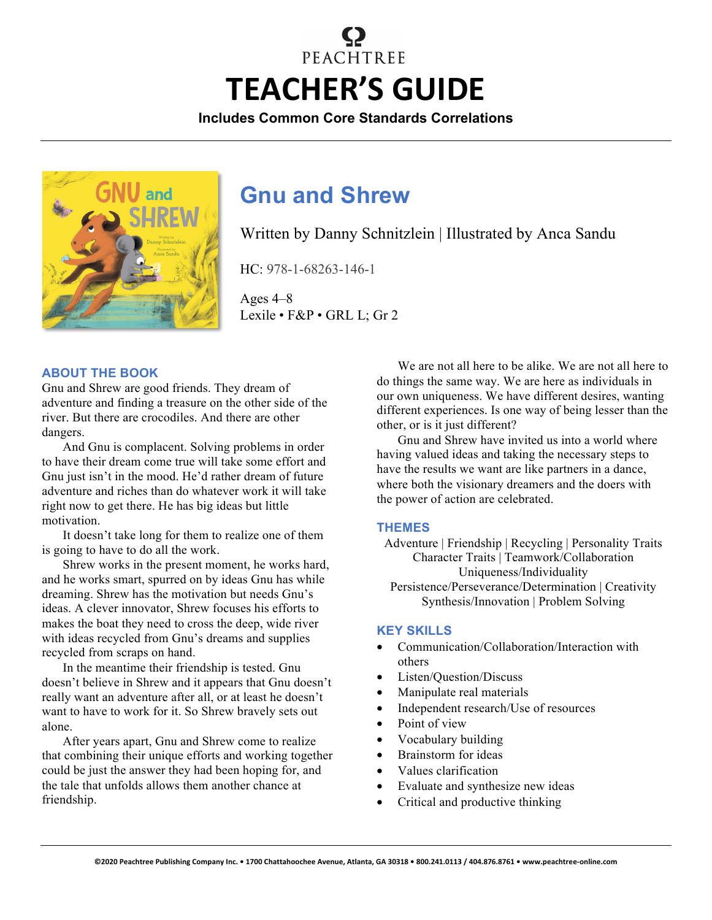PEACHTREE

# TEACHER'S GUIDE

**Includes Common Core Standards Correlations**

## Gnu and Shrew

Written by Danny Schnitzlein | Illustrated by Anca Sandu

HC: 978-1-68263-146-1

Ages 4–8
Lexile • F&P • GRL L; Gr 2

### ABOUT THE BOOK

Gnu and Shrew are good friends. They dream of adventure and finding a treasure on the other side of the river. But there are crocodiles. And there are other dangers.

And Gnu is complacent. Solving problems in order to have their dream come true will take some effort and Gnu just isn't in the mood. He'd rather dream of future adventure and riches than do whatever work it will take right now to get there. He has big ideas but little motivation.

It doesn't take long for them to realize one of them is going to have to do all the work.

Shrew works in the present moment, he works hard, and he works smart, spurred on by ideas Gnu has while dreaming. Shrew has the motivation but needs Gnu's ideas. A clever innovator, Shrew focuses his efforts to makes the boat they need to cross the deep, wide river with ideas recycled from Gnu's dreams and supplies recycled from scraps on hand.

In the meantime their friendship is tested. Gnu doesn't believe in Shrew and it appears that Gnu doesn't really want an adventure after all, or at least he doesn't want to have to work for it. So Shrew bravely sets out alone.

After years apart, Gnu and Shrew come to realize that combining their unique efforts and working together could be just the answer they had been hoping for, and the tale that unfolds allows them another chance at friendship.

We are not all here to be alike. We are not all here to do things the same way. We are here as individuals in our own uniqueness. We have different desires, wanting different experiences. Is one way of being lesser than the other, or is it just different?

Gnu and Shrew have invited us into a world where having valued ideas and taking the necessary steps to have the results we want are like partners in a dance, where both the visionary dreamers and the doers with the power of action are celebrated.

### THEMES

Adventure | Friendship | Recycling | Personality Traits
Character Traits | Teamwork/Collaboration
Uniqueness/Individuality
Persistence/Perseverance/Determination | Creativity
Synthesis/Innovation | Problem Solving

### KEY SKILLS

- Communication/Collaboration/Interaction with others
- Listen/Question/Discuss
- Manipulate real materials
- Independent research/Use of resources
- Point of view
- Vocabulary building
- Brainstorm for ideas
- Values clarification
- Evaluate and synthesize new ideas
- Critical and productive thinking

©2020 Peachtree Publishing Company Inc. • 1700 Chattahoochee Avenue, Atlanta, GA 30318 • 800.241.0113 / 404.876.8761 • www.peachtree-online.com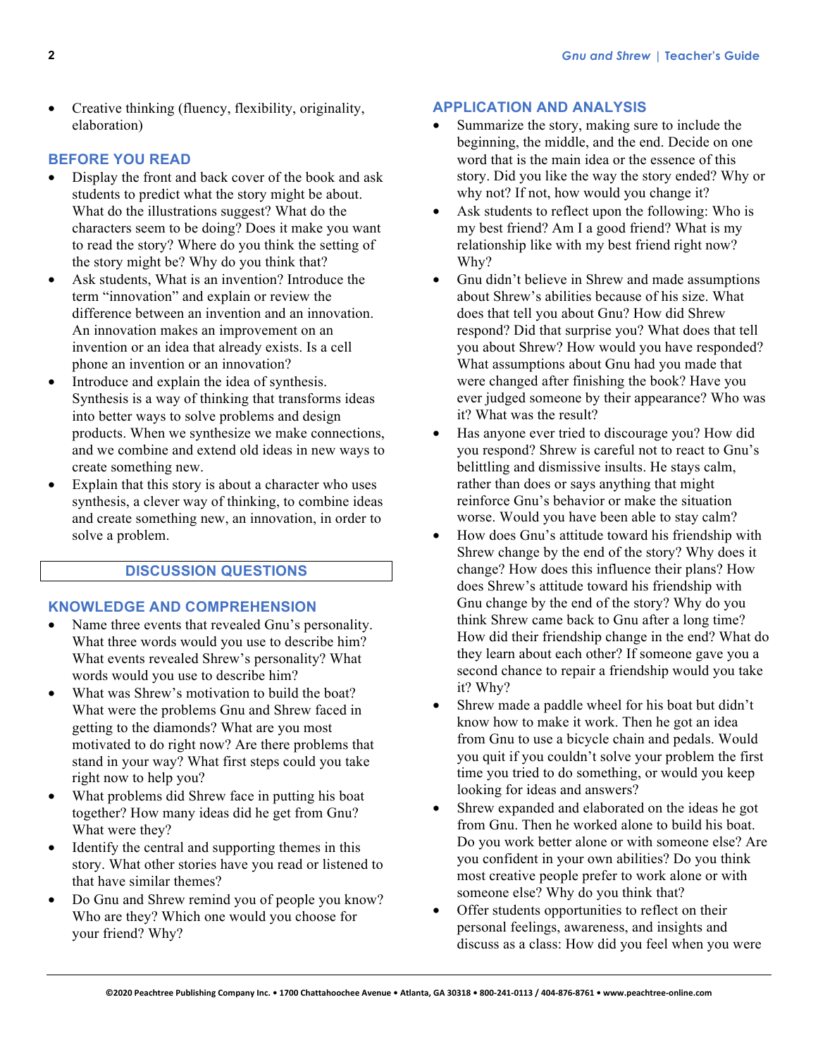- Creative thinking (fluency, flexibility, originality, elaboration)

## BEFORE YOU READ

- Display the front and back cover of the book and ask students to predict what the story might be about. What do the illustrations suggest? What do the characters seem to be doing? Does it make you want to read the story? Where do you think the setting of the story might be? Why do you think that?
- Ask students, What is an invention? Introduce the term "innovation" and explain or review the difference between an invention and an innovation. An innovation makes an improvement on an invention or an idea that already exists. Is a cell phone an invention or an innovation?
- Introduce and explain the idea of synthesis. Synthesis is a way of thinking that transforms ideas into better ways to solve problems and design products. When we synthesize we make connections, and we combine and extend old ideas in new ways to create something new.
- Explain that this story is about a character who uses synthesis, a clever way of thinking, to combine ideas and create something new, an innovation, in order to solve a problem.

## DISCUSSION QUESTIONS

### KNOWLEDGE AND COMPREHENSION

- Name three events that revealed Gnu's personality. What three words would you use to describe him? What events revealed Shrew's personality? What words would you use to describe him?
- What was Shrew's motivation to build the boat? What were the problems Gnu and Shrew faced in getting to the diamonds? What are you most motivated to do right now? Are there problems that stand in your way? What first steps could you take right now to help you?
- What problems did Shrew face in putting his boat together? How many ideas did he get from Gnu? What were they?
- Identify the central and supporting themes in this story. What other stories have you read or listened to that have similar themes?
- Do Gnu and Shrew remind you of people you know? Who are they? Which one would you choose for your friend? Why?

### APPLICATION AND ANALYSIS

- Summarize the story, making sure to include the beginning, the middle, and the end. Decide on one word that is the main idea or the essence of this story. Did you like the way the story ended? Why or why not? If not, how would you change it?
- Ask students to reflect upon the following: Who is my best friend? Am I a good friend? What is my relationship like with my best friend right now? Why?
- Gnu didn't believe in Shrew and made assumptions about Shrew's abilities because of his size. What does that tell you about Gnu? How did Shrew respond? Did that surprise you? What does that tell you about Shrew? How would you have responded? What assumptions about Gnu had you made that were changed after finishing the book? Have you ever judged someone by their appearance? Who was it? What was the result?
- Has anyone ever tried to discourage you? How did you respond? Shrew is careful not to react to Gnu's belittling and dismissive insults. He stays calm, rather than does or says anything that might reinforce Gnu's behavior or make the situation worse. Would you have been able to stay calm?
- How does Gnu's attitude toward his friendship with Shrew change by the end of the story? Why does it change? How does this influence their plans? How does Shrew's attitude toward his friendship with Gnu change by the end of the story? Why do you think Shrew came back to Gnu after a long time? How did their friendship change in the end? What do they learn about each other? If someone gave you a second chance to repair a friendship would you take it? Why?
- Shrew made a paddle wheel for his boat but didn't know how to make it work. Then he got an idea from Gnu to use a bicycle chain and pedals. Would you quit if you couldn't solve your problem the first time you tried to do something, or would you keep looking for ideas and answers?
- Shrew expanded and elaborated on the ideas he got from Gnu. Then he worked alone to build his boat. Do you work better alone or with someone else? Are you confident in your own abilities? Do you think most creative people prefer to work alone or with someone else? Why do you think that?
- Offer students opportunities to reflect on their personal feelings, awareness, and insights and discuss as a class: How did you feel when you were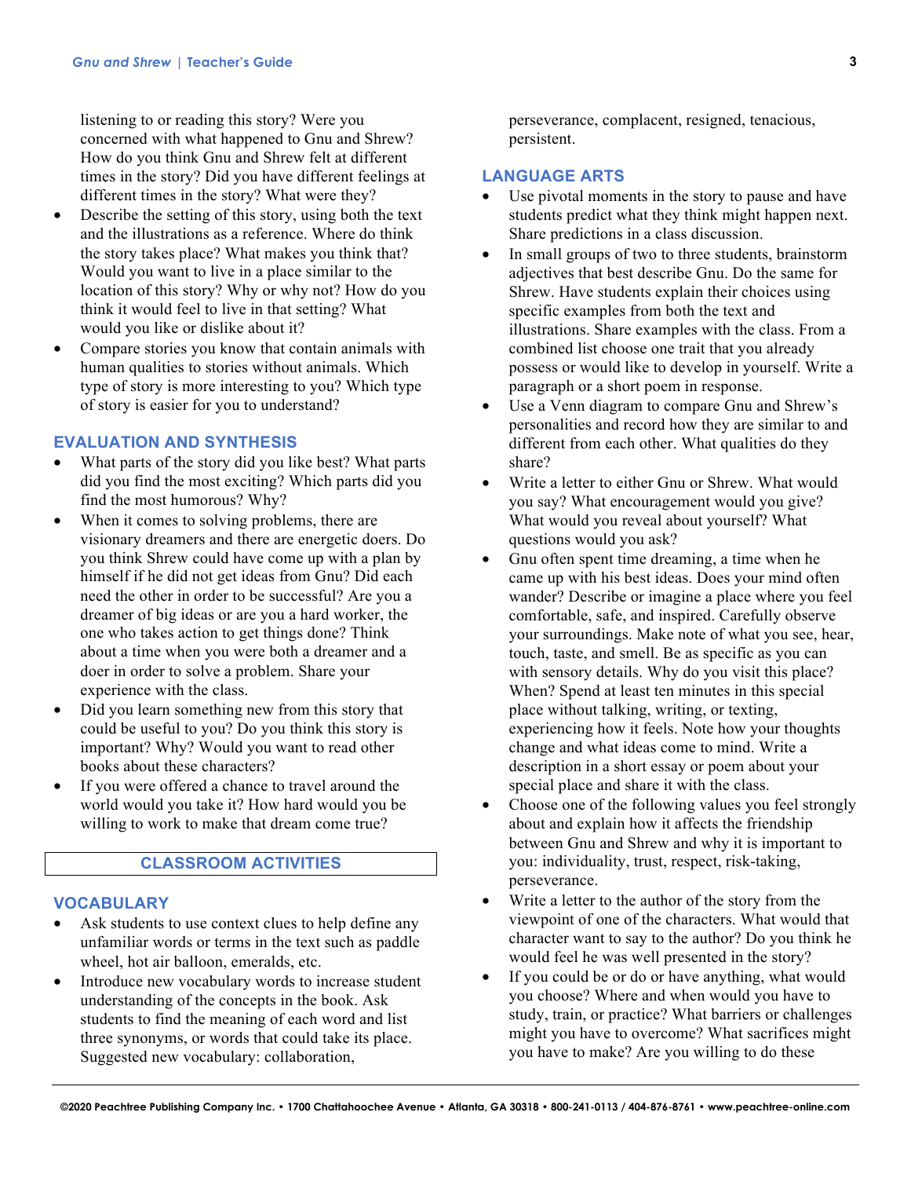listening to or reading this story? Were you concerned with what happened to Gnu and Shrew? How do you think Gnu and Shrew felt at different times in the story? Did you have different feelings at different times in the story? What were they?

- Describe the setting of this story, using both the text and the illustrations as a reference. Where do think the story takes place? What makes you think that? Would you want to live in a place similar to the location of this story? Why or why not? How do you think it would feel to live in that setting? What would you like or dislike about it?
- Compare stories you know that contain animals with human qualities to stories without animals. Which type of story is more interesting to you? Which type of story is easier for you to understand?

## EVALUATION AND SYNTHESIS

- What parts of the story did you like best? What parts did you find the most exciting? Which parts did you find the most humorous? Why?
- When it comes to solving problems, there are visionary dreamers and there are energetic doers. Do you think Shrew could have come up with a plan by himself if he did not get ideas from Gnu? Did each need the other in order to be successful? Are you a dreamer of big ideas or are you a hard worker, the one who takes action to get things done? Think about a time when you were both a dreamer and a doer in order to solve a problem. Share your experience with the class.
- Did you learn something new from this story that could be useful to you? Do you think this story is important? Why? Would you want to read other books about these characters?
- If you were offered a chance to travel around the world would you take it? How hard would you be willing to work to make that dream come true?

# CLASSROOM ACTIVITIES

## VOCABULARY

- Ask students to use context clues to help define any unfamiliar words or terms in the text such as paddle wheel, hot air balloon, emeralds, etc.
- Introduce new vocabulary words to increase student understanding of the concepts in the book. Ask students to find the meaning of each word and list three synonyms, or words that could take its place. Suggested new vocabulary: collaboration, perseverance, complacent, resigned, tenacious, persistent.

## LANGUAGE ARTS

- Use pivotal moments in the story to pause and have students predict what they think might happen next. Share predictions in a class discussion.
- In small groups of two to three students, brainstorm adjectives that best describe Gnu. Do the same for Shrew. Have students explain their choices using specific examples from both the text and illustrations. Share examples with the class. From a combined list choose one trait that you already possess or would like to develop in yourself. Write a paragraph or a short poem in response.
- Use a Venn diagram to compare Gnu and Shrew's personalities and record how they are similar to and different from each other. What qualities do they share?
- Write a letter to either Gnu or Shrew. What would you say? What encouragement would you give? What would you reveal about yourself? What questions would you ask?
- Gnu often spent time dreaming, a time when he came up with his best ideas. Does your mind often wander? Describe or imagine a place where you feel comfortable, safe, and inspired. Carefully observe your surroundings. Make note of what you see, hear, touch, taste, and smell. Be as specific as you can with sensory details. Why do you visit this place? When? Spend at least ten minutes in this special place without talking, writing, or texting, experiencing how it feels. Note how your thoughts change and what ideas come to mind. Write a description in a short essay or poem about your special place and share it with the class.
- Choose one of the following values you feel strongly about and explain how it affects the friendship between Gnu and Shrew and why it is important to you: individuality, trust, respect, risk-taking, perseverance.
- Write a letter to the author of the story from the viewpoint of one of the characters. What would that character want to say to the author? Do you think he would feel he was well presented in the story?
- If you could be or do or have anything, what would you choose? Where and when would you have to study, train, or practice? What barriers or challenges might you have to overcome? What sacrifices might you have to make? Are you willing to do these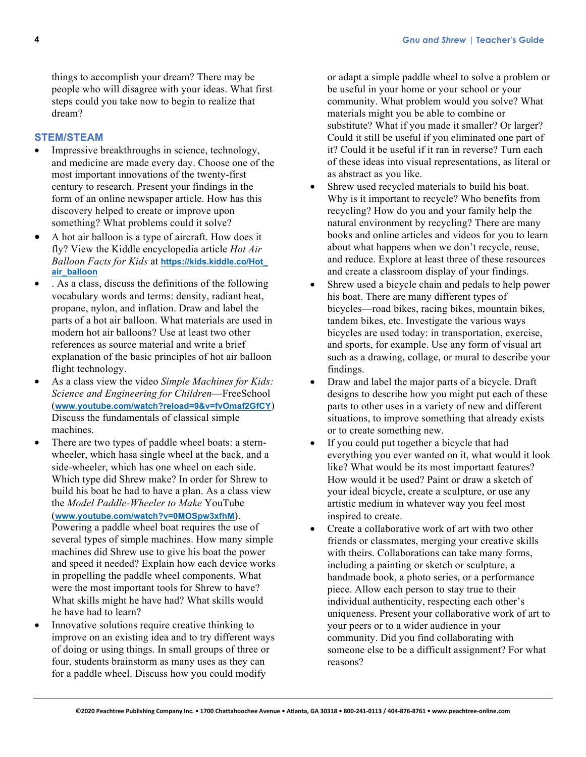things to accomplish your dream? There may be people who will disagree with your ideas. What first steps could you take now to begin to realize that dream?

## STEM/STEAM

- Impressive breakthroughs in science, technology, and medicine are made every day. Choose one of the most important innovations of the twenty-first century to research. Present your findings in the form of an online newspaper article. How has this discovery helped to create or improve upon something? What problems could it solve?
- A hot air balloon is a type of aircraft. How does it fly? View the Kiddle encyclopedia article *Hot Air Balloon Facts for Kids* at **https://kids.kiddle.co/Hot_air_balloon**
- . As a class, discuss the definitions of the following vocabulary words and terms: density, radiant heat, propane, nylon, and inflation. Draw and label the parts of a hot air balloon. What materials are used in modern hot air balloons? Use at least two other references as source material and write a brief explanation of the basic principles of hot air balloon flight technology.
- As a class view the video *Simple Machines for Kids: Science and Engineering for Children*—FreeSchool (**www.youtube.com/watch?reload=9&v=fvOmaf2GfCY**) Discuss the fundamentals of classical simple machines.
- There are two types of paddle wheel boats: a stern-wheeler, which hasa single wheel at the back, and a side-wheeler, which has one wheel on each side. Which type did Shrew make? In order for Shrew to build his boat he had to have a plan. As a class view the *Model Paddle-Wheeler to Make* YouTube (**www.youtube.com/watch?v=0MOSpw3xfhM**). Powering a paddle wheel boat requires the use of several types of simple machines. How many simple machines did Shrew use to give his boat the power and speed it needed? Explain how each device works in propelling the paddle wheel components. What were the most important tools for Shrew to have? What skills might he have had? What skills would he have had to learn?
- Innovative solutions require creative thinking to improve on an existing idea and to try different ways of doing or using things. In small groups of three or four, students brainstorm as many uses as they can for a paddle wheel. Discuss how you could modify or adapt a simple paddle wheel to solve a problem or be useful in your home or your school or your community. What problem would you solve? What materials might you be able to combine or substitute? What if you made it smaller? Or larger? Could it still be useful if you eliminated one part of it? Could it be useful if it ran in reverse? Turn each of these ideas into visual representations, as literal or as abstract as you like.
- Shrew used recycled materials to build his boat. Why is it important to recycle? Who benefits from recycling? How do you and your family help the natural environment by recycling? There are many books and online articles and videos for you to learn about what happens when we don't recycle, reuse, and reduce. Explore at least three of these resources and create a classroom display of your findings.
- Shrew used a bicycle chain and pedals to help power his boat. There are many different types of bicycles—road bikes, racing bikes, mountain bikes, tandem bikes, etc. Investigate the various ways bicycles are used today: in transportation, exercise, and sports, for example. Use any form of visual art such as a drawing, collage, or mural to describe your findings.
- Draw and label the major parts of a bicycle. Draft designs to describe how you might put each of these parts to other uses in a variety of new and different situations, to improve something that already exists or to create something new.
- If you could put together a bicycle that had everything you ever wanted on it, what would it look like? What would be its most important features? How would it be used? Paint or draw a sketch of your ideal bicycle, create a sculpture, or use any artistic medium in whatever way you feel most inspired to create.
- Create a collaborative work of art with two other friends or classmates, merging your creative skills with theirs. Collaborations can take many forms, including a painting or sketch or sculpture, a handmade book, a photo series, or a performance piece. Allow each person to stay true to their individual authenticity, respecting each other's uniqueness. Present your collaborative work of art to your peers or to a wider audience in your community. Did you find collaborating with someone else to be a difficult assignment? For what reasons?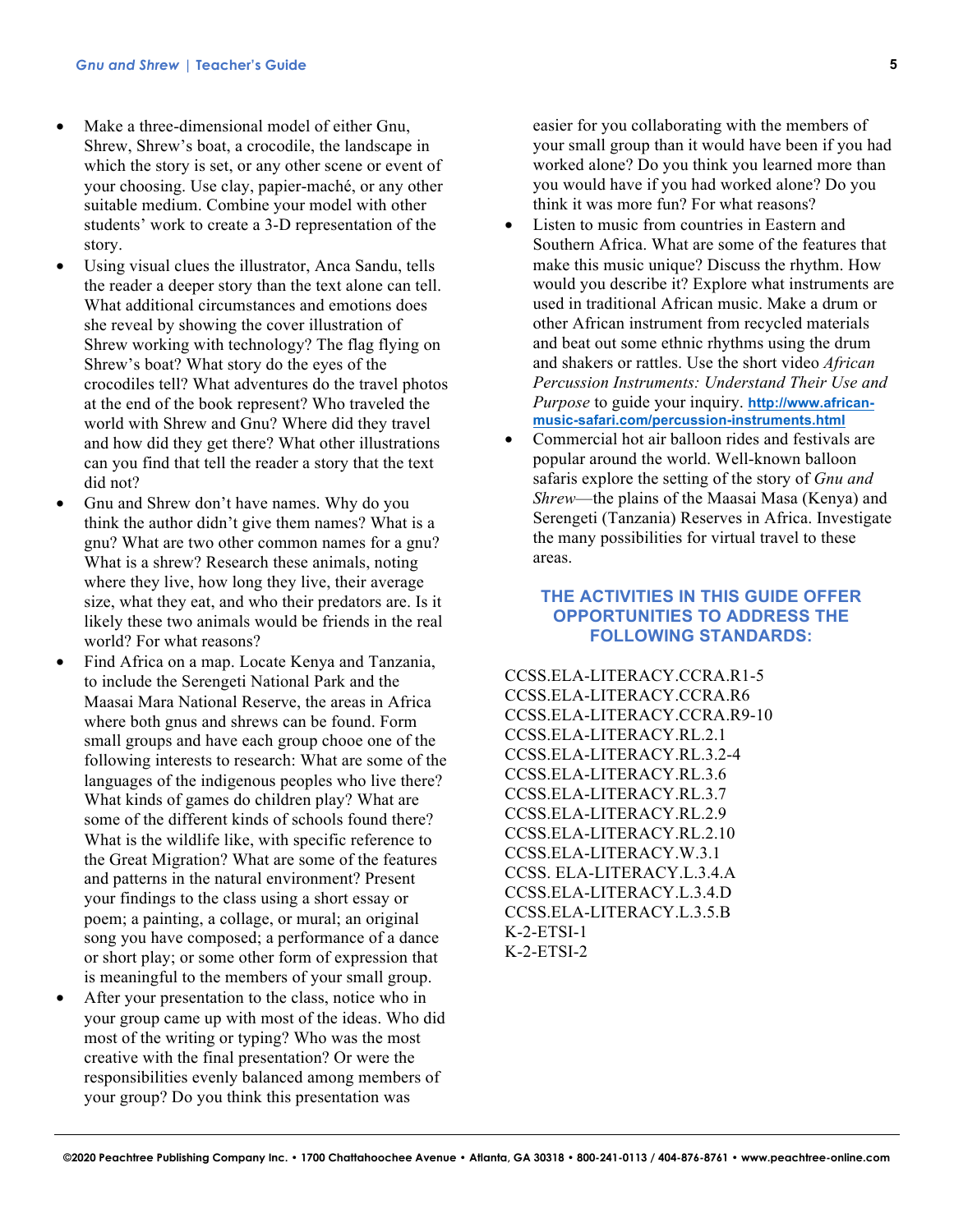- Make a three-dimensional model of either Gnu, Shrew, Shrew's boat, a crocodile, the landscape in which the story is set, or any other scene or event of your choosing. Use clay, papier-maché, or any other suitable medium. Combine your model with other students' work to create a 3-D representation of the story.
- Using visual clues the illustrator, Anca Sandu, tells the reader a deeper story than the text alone can tell. What additional circumstances and emotions does she reveal by showing the cover illustration of Shrew working with technology? The flag flying on Shrew's boat? What story do the eyes of the crocodiles tell? What adventures do the travel photos at the end of the book represent? Who traveled the world with Shrew and Gnu? Where did they travel and how did they get there? What other illustrations can you find that tell the reader a story that the text did not?
- Gnu and Shrew don't have names. Why do you think the author didn't give them names? What is a gnu? What are two other common names for a gnu? What is a shrew? Research these animals, noting where they live, how long they live, their average size, what they eat, and who their predators are. Is it likely these two animals would be friends in the real world? For what reasons?
- Find Africa on a map. Locate Kenya and Tanzania, to include the Serengeti National Park and the Maasai Mara National Reserve, the areas in Africa where both gnus and shrews can be found. Form small groups and have each group chooe one of the following interests to research: What are some of the languages of the indigenous peoples who live there? What kinds of games do children play? What are some of the different kinds of schools found there? What is the wildlife like, with specific reference to the Great Migration? What are some of the features and patterns in the natural environment? Present your findings to the class using a short essay or poem; a painting, a collage, or mural; an original song you have composed; a performance of a dance or short play; or some other form of expression that is meaningful to the members of your small group.
- After your presentation to the class, notice who in your group came up with most of the ideas. Who did most of the writing or typing? Who was the most creative with the final presentation? Or were the responsibilities evenly balanced among members of your group? Do you think this presentation was easier for you collaborating with the members of your small group than it would have been if you had worked alone? Do you think you learned more than you would have if you had worked alone? Do you think it was more fun? For what reasons?
- Listen to music from countries in Eastern and Southern Africa. What are some of the features that make this music unique? Discuss the rhythm. How would you describe it? Explore what instruments are used in traditional African music. Make a drum or other African instrument from recycled materials and beat out some ethnic rhythms using the drum and shakers or rattles. Use the short video *African Percussion Instruments: Understand Their Use and Purpose* to guide your inquiry. http://www.african-music-safari.com/percussion-instruments.html
- Commercial hot air balloon rides and festivals are popular around the world. Well-known balloon safaris explore the setting of the story of *Gnu and Shrew*—the plains of the Maasai Masa (Kenya) and Serengeti (Tanzania) Reserves in Africa. Investigate the many possibilities for virtual travel to these areas.

## THE ACTIVITIES IN THIS GUIDE OFFER OPPORTUNITIES TO ADDRESS THE FOLLOWING STANDARDS:

CCSS.ELA-LITERACY.CCRA.R1-5
CCSS.ELA-LITERACY.CCRA.R6
CCSS.ELA-LITERACY.CCRA.R9-10
CCSS.ELA-LITERACY.RL.2.1
CCSS.ELA-LITERACY.RL.3.2-4
CCSS.ELA-LITERACY.RL.3.6
CCSS.ELA-LITERACY.RL.3.7
CCSS.ELA-LITERACY.RL.2.9
CCSS.ELA-LITERACY.RL.2.10
CCSS.ELA-LITERACY.W.3.1
CCSS. ELA-LITERACY.L.3.4.A
CCSS.ELA-LITERACY.L.3.4.D
CCSS.ELA-LITERACY.L.3.5.B
K-2-ETSI-1
K-2-ETSI-2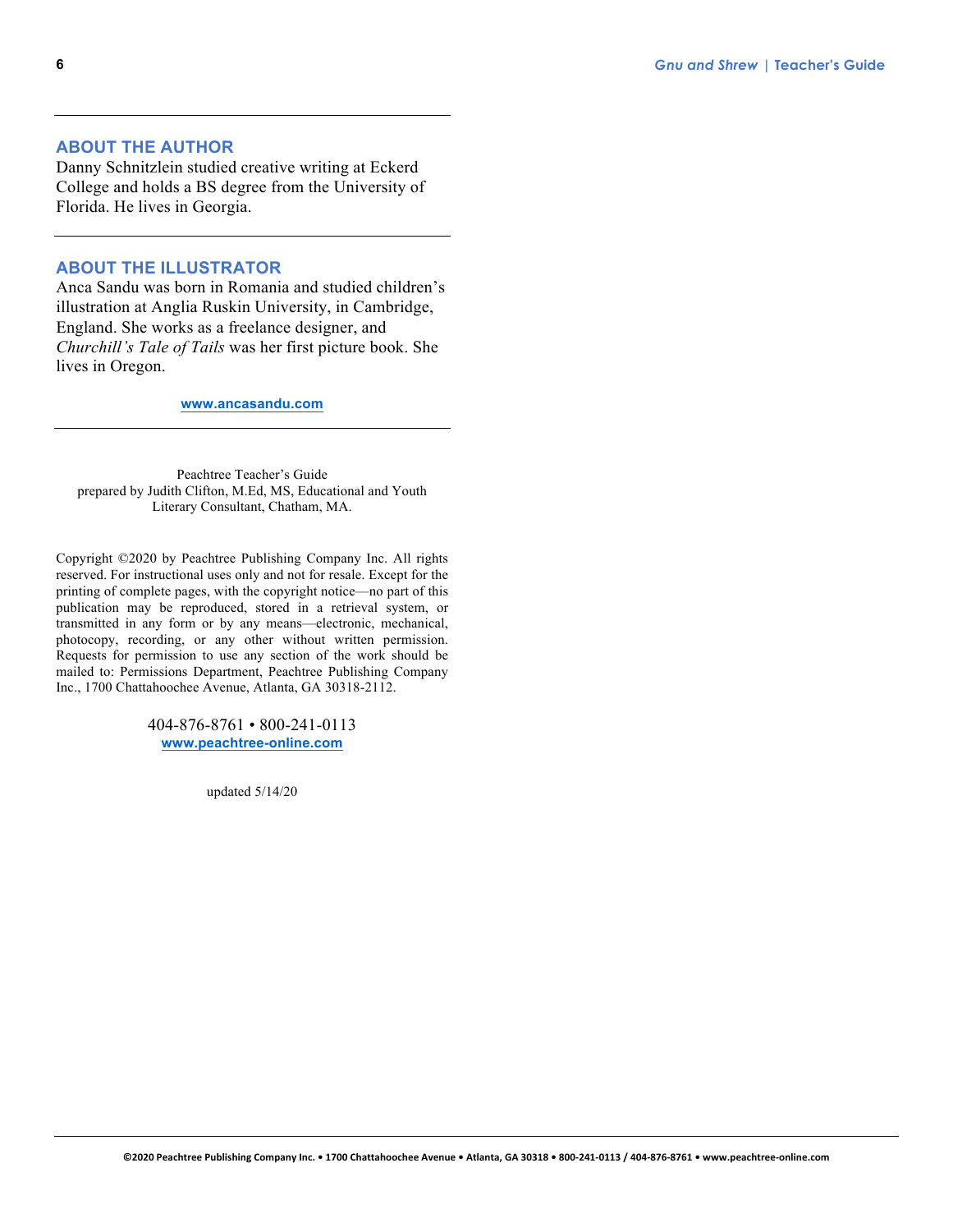## ABOUT THE AUTHOR

Danny Schnitzlein studied creative writing at Eckerd College and holds a BS degree from the University of Florida. He lives in Georgia.

## ABOUT THE ILLUSTRATOR

Anca Sandu was born in Romania and studied children's illustration at Anglia Ruskin University, in Cambridge, England. She works as a freelance designer, and *Churchill's Tale of Tails* was her first picture book. She lives in Oregon.

**www.ancasandu.com**

Peachtree Teacher's Guide
prepared by Judith Clifton, M.Ed, MS, Educational and Youth Literary Consultant, Chatham, MA.

Copyright ©2020 by Peachtree Publishing Company Inc. All rights reserved. For instructional uses only and not for resale. Except for the printing of complete pages, with the copyright notice—no part of this publication may be reproduced, stored in a retrieval system, or transmitted in any form or by any means—electronic, mechanical, photocopy, recording, or any other without written permission. Requests for permission to use any section of the work should be mailed to: Permissions Department, Peachtree Publishing Company Inc., 1700 Chattahoochee Avenue, Atlanta, GA 30318-2112.

404-876-8761 • 800-241-0113
**www.peachtree-online.com**

updated 5/14/20